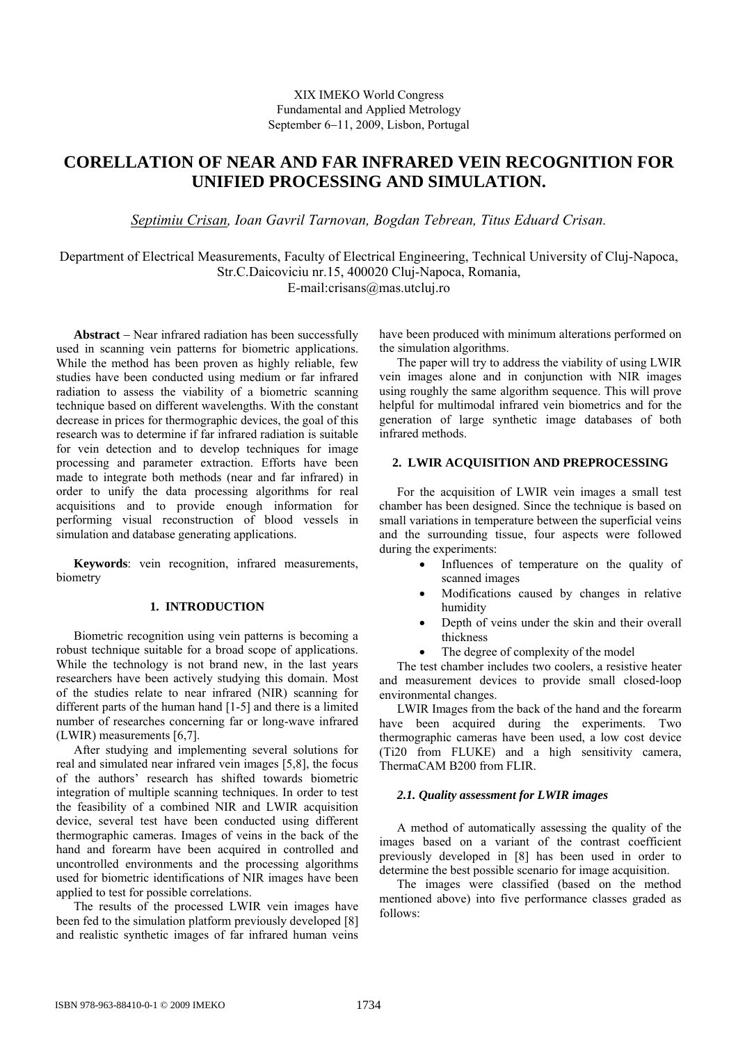XIX IMEKO World Congress
Fundamental and Applied Metrology
September 6−11, 2009, Lisbon, Portugal

# CORELLATION OF NEAR AND FAR INFRARED VEIN RECOGNITION FOR UNIFIED PROCESSING AND SIMULATION.

*Septimiu Crisan, Ioan Gavril Tarnovan, Bogdan Tebrean, Titus Eduard Crisan.*

Department of Electrical Measurements, Faculty of Electrical Engineering, Technical University of Cluj-Napoca, Str.C.Daicoviciu nr.15, 400020 Cluj-Napoca, Romania,
E-mail:crisans@mas.utcluj.ro

**Abstract** − Near infrared radiation has been successfully used in scanning vein patterns for biometric applications. While the method has been proven as highly reliable, few studies have been conducted using medium or far infrared radiation to assess the viability of a biometric scanning technique based on different wavelengths. With the constant decrease in prices for thermographic devices, the goal of this research was to determine if far infrared radiation is suitable for vein detection and to develop techniques for image processing and parameter extraction. Efforts have been made to integrate both methods (near and far infrared) in order to unify the data processing algorithms for real acquisitions and to provide enough information for performing visual reconstruction of blood vessels in simulation and database generating applications.

**Keywords**: vein recognition, infrared measurements, biometry

## 1. INTRODUCTION

Biometric recognition using vein patterns is becoming a robust technique suitable for a broad scope of applications. While the technology is not brand new, in the last years researchers have been actively studying this domain. Most of the studies relate to near infrared (NIR) scanning for different parts of the human hand [1-5] and there is a limited number of researches concerning far or long-wave infrared (LWIR) measurements [6,7].

After studying and implementing several solutions for real and simulated near infrared vein images [5,8], the focus of the authors' research has shifted towards biometric integration of multiple scanning techniques. In order to test the feasibility of a combined NIR and LWIR acquisition device, several test have been conducted using different thermographic cameras. Images of veins in the back of the hand and forearm have been acquired in controlled and uncontrolled environments and the processing algorithms used for biometric identifications of NIR images have been applied to test for possible correlations.

The results of the processed LWIR vein images have been fed to the simulation platform previously developed [8] and realistic synthetic images of far infrared human veins have been produced with minimum alterations performed on the simulation algorithms.

The paper will try to address the viability of using LWIR vein images alone and in conjunction with NIR images using roughly the same algorithm sequence. This will prove helpful for multimodal infrared vein biometrics and for the generation of large synthetic image databases of both infrared methods.

## 2. LWIR ACQUISITION AND PREPROCESSING

For the acquisition of LWIR vein images a small test chamber has been designed. Since the technique is based on small variations in temperature between the superficial veins and the surrounding tissue, four aspects were followed during the experiments:

- Influences of temperature on the quality of scanned images
- Modifications caused by changes in relative humidity
- Depth of veins under the skin and their overall thickness
- The degree of complexity of the model

The test chamber includes two coolers, a resistive heater and measurement devices to provide small closed-loop environmental changes.

LWIR Images from the back of the hand and the forearm have been acquired during the experiments. Two thermographic cameras have been used, a low cost device (Ti20 from FLUKE) and a high sensitivity camera, ThermaCAM B200 from FLIR.

### *2.1. Quality assessment for LWIR images*

A method of automatically assessing the quality of the images based on a variant of the contrast coefficient previously developed in [8] has been used in order to determine the best possible scenario for image acquisition.

The images were classified (based on the method mentioned above) into five performance classes graded as follows: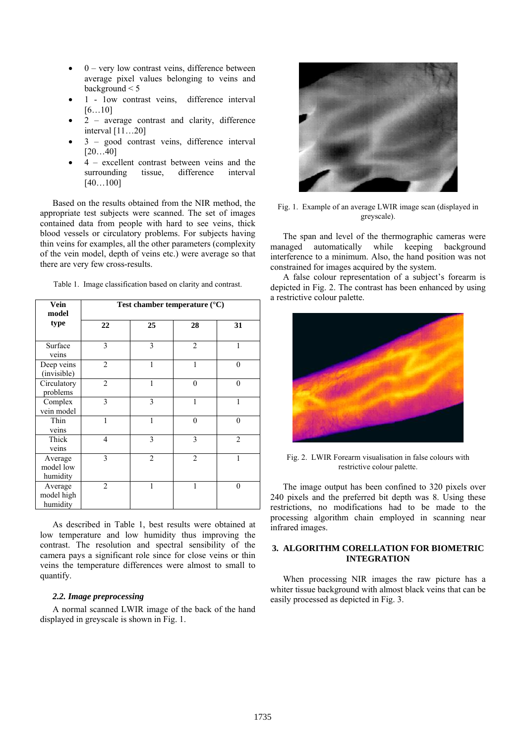- 0 – very low contrast veins, difference between average pixel values belonging to veins and background < 5
- 1 - low contrast veins, difference interval [6…10]
- 2 – average contrast and clarity, difference interval [11…20]
- 3 – good contrast veins, difference interval [20…40]
- 4 – excellent contrast between veins and the surrounding tissue, difference interval [40…100]

Based on the results obtained from the NIR method, the appropriate test subjects were scanned. The set of images contained data from people with hard to see veins, thick blood vessels or circulatory problems. For subjects having thin veins for examples, all the other parameters (complexity of the vein model, depth of veins etc.) were average so that there are very few cross-results.

Table 1. Image classification based on clarity and contrast.

| Vein model type | Test chamber temperature (°C) | | | |
|---|---|---|---|---|
| | 22 | 25 | 28 | 31 |
| Surface veins | 3 | 3 | 2 | 1 |
| Deep veins (invisible) | 2 | 1 | 1 | 0 |
| Circulatory problems | 2 | 1 | 0 | 0 |
| Complex vein model | 3 | 3 | 1 | 1 |
| Thin veins | 1 | 1 | 0 | 0 |
| Thick veins | 4 | 3 | 3 | 2 |
| Average model low humidity | 3 | 2 | 2 | 1 |
| Average model high humidity | 2 | 1 | 1 | 0 |

As described in Table 1, best results were obtained at low temperature and low humidity thus improving the contrast. The resolution and spectral sensibility of the camera pays a significant role since for close veins or thin veins the temperature differences were almost to small to quantify.

### *2.2. Image preprocessing*

A normal scanned LWIR image of the back of the hand displayed in greyscale is shown in Fig. 1.

Fig. 1. Example of an average LWIR image scan (displayed in greyscale).

The span and level of the thermographic cameras were managed automatically while keeping background interference to a minimum. Also, the hand position was not constrained for images acquired by the system.

A false colour representation of a subject's forearm is depicted in Fig. 2. The contrast has been enhanced by using a restrictive colour palette.

Fig. 2. LWIR Forearm visualisation in false colours with restrictive colour palette.

The image output has been confined to 320 pixels over 240 pixels and the preferred bit depth was 8. Using these restrictions, no modifications had to be made to the processing algorithm chain employed in scanning near infrared images.

## 3. ALGORITHM CORELLATION FOR BIOMETRIC INTEGRATION

When processing NIR images the raw picture has a whiter tissue background with almost black veins that can be easily processed as depicted in Fig. 3.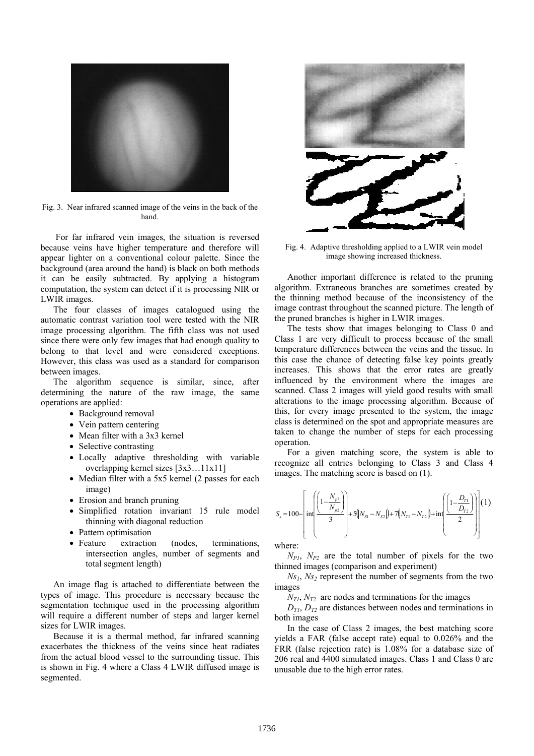Fig. 3. Near infrared scanned image of the veins in the back of the hand.

For far infrared vein images, the situation is reversed because veins have higher temperature and therefore will appear lighter on a conventional colour palette. Since the background (area around the hand) is black on both methods it can be easily subtracted. By applying a histogram computation, the system can detect if it is processing NIR or LWIR images.

The four classes of images catalogued using the automatic contrast variation tool were tested with the NIR image processing algorithm. The fifth class was not used since there were only few images that had enough quality to belong to that level and were considered exceptions. However, this class was used as a standard for comparison between images.

The algorithm sequence is similar, since, after determining the nature of the raw image, the same operations are applied:

- Background removal
- Vein pattern centering
- Mean filter with a 3x3 kernel
- Selective contrasting
- Locally adaptive thresholding with variable overlapping kernel sizes [3x3…11x11]
- Median filter with a 5x5 kernel (2 passes for each image)
- Erosion and branch pruning
- Simplified rotation invariant 15 rule model thinning with diagonal reduction
- Pattern optimisation
- Feature extraction (nodes, terminations, intersection angles, number of segments and total segment length)

An image flag is attached to differentiate between the types of image. This procedure is necessary because the segmentation technique used in the processing algorithm will require a different number of steps and larger kernel sizes for LWIR images.

Because it is a thermal method, far infrared scanning exacerbates the thickness of the veins since heat radiates from the actual blood vessel to the surrounding tissue. This is shown in Fig. 4 where a Class 4 LWIR diffused image is segmented.

Fig. 4. Adaptive thresholding applied to a LWIR vein model image showing increased thickness.

Another important difference is related to the pruning algorithm. Extraneous branches are sometimes created by the thinning method because of the inconsistency of the image contrast throughout the scanned picture. The length of the pruned branches is higher in LWIR images.

The tests show that images belonging to Class 0 and Class 1 are very difficult to process because of the small temperature differences between the veins and the tissue. In this case the chance of detecting false key points greatly increases. This shows that the error rates are greatly influenced by the environment where the images are scanned. Class 2 images will yield good results with small alterations to the image processing algorithm. Because of this, for every image presented to the system, the image class is determined on the spot and appropriate measures are taken to change the number of steps for each processing operation.

For a given matching score, the system is able to recognize all entries belonging to Class 3 and Class 4 images. The matching score is based on (1).

$$S_s = 100 - \left[ \operatorname{int}\left( \frac{\left(1 - \frac{N_{p1}}{N_{p2}}\right)}{3} \right) + 5\left(\left|N_{S1} - N_{S2}\right|\right) + 7\left(\left|N_{T1} - N_{T2}\right|\right) + \operatorname{int}\left( \frac{\left(1 - \frac{D_{T1}}{D_{T2}}\right)}{2} \right) \right] \quad (1)$$

where:

$N_{P1}$, $N_{P2}$ are the total number of pixels for the two thinned images (comparison and experiment)

$Ns_1$, $Ns_2$ represent the number of segments from the two images

$N_{T1}$, $N_{T2}$ are nodes and terminations for the images

$D_{T1}$, $D_{T2}$ are distances between nodes and terminations in both images

In the case of Class 2 images, the best matching score yields a FAR (false accept rate) equal to 0.026% and the FRR (false rejection rate) is 1.08% for a database size of 206 real and 4400 simulated images. Class 1 and Class 0 are unusable due to the high error rates.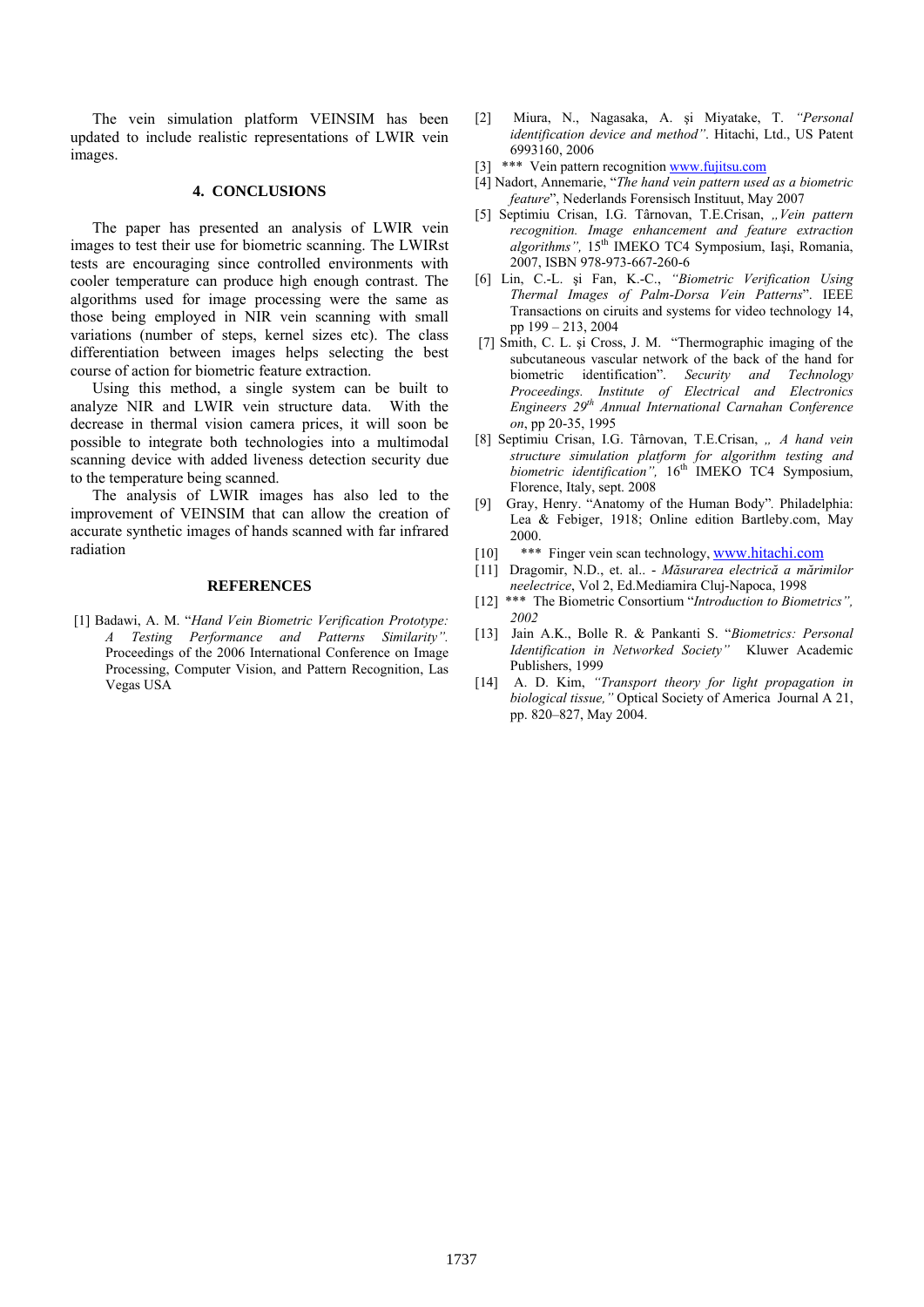The vein simulation platform VEINSIM has been updated to include realistic representations of LWIR vein images.

## 4. CONCLUSIONS

The paper has presented an analysis of LWIR vein images to test their use for biometric scanning. The LWIRst tests are encouraging since controlled environments with cooler temperature can produce high enough contrast. The algorithms used for image processing were the same as those being employed in NIR vein scanning with small variations (number of steps, kernel sizes etc). The class differentiation between images helps selecting the best course of action for biometric feature extraction.

Using this method, a single system can be built to analyze NIR and LWIR vein structure data. With the decrease in thermal vision camera prices, it will soon be possible to integrate both technologies into a multimodal scanning device with added liveness detection security due to the temperature being scanned.

The analysis of LWIR images has also led to the improvement of VEINSIM that can allow the creation of accurate synthetic images of hands scanned with far infrared radiation

## REFERENCES

[1] Badawi, A. M. "*Hand Vein Biometric Verification Prototype: A Testing Performance and Patterns Similarity".* Proceedings of the 2006 International Conference on Image Processing, Computer Vision, and Pattern Recognition, Las Vegas USA

[2] Miura, N., Nagasaka, A. şi Miyatake, T. *"Personal identification device and method".* Hitachi, Ltd., US Patent 6993160, 2006

[3] *** Vein pattern recognition www.fujitsu.com

[4] Nadort, Annemarie, "*The hand vein pattern used as a biometric feature*", Nederlands Forensisch Instituut, May 2007

[5] Septimiu Crisan, I.G. Târnovan, T.E.Crisan, *„Vein pattern recognition. Image enhancement and feature extraction algorithms",* 15th IMEKO TC4 Symposium, Iaşi, Romania, 2007, ISBN 978-973-667-260-6

[6] Lin, C.-L. şi Fan, K.-C., *"Biometric Verification Using Thermal Images of Palm-Dorsa Vein Patterns*". IEEE Transactions on ciruits and systems for video technology 14, pp 199 – 213, 2004

[7] Smith, C. L. şi Cross, J. M. "Thermographic imaging of the subcutaneous vascular network of the back of the hand for biometric identification". *Security and Technology Proceedings. Institute of Electrical and Electronics Engineers 29th Annual International Carnahan Conference on*, pp 20-35, 1995

[8] Septimiu Crisan, I.G. Târnovan, T.E.Crisan, *„ A hand vein structure simulation platform for algorithm testing and biometric identification",* 16th IMEKO TC4 Symposium, Florence, Italy, sept. 2008

[9] Gray, Henry. "Anatomy of the Human Body"*.* Philadelphia: Lea & Febiger, 1918; Online edition Bartleby.com, May 2000.

[10] *** Finger vein scan technology, www.hitachi.com

[11] Dragomir, N.D., et. al.. - *Măsurarea electrică a mărimilor neelectrice*, Vol 2, Ed.Mediamira Cluj-Napoca, 1998

[12] *** The Biometric Consortium "*Introduction to Biometrics", 2002*

[13] Jain A.K., Bolle R. & Pankanti S. "*Biometrics: Personal Identification in Networked Society"* Kluwer Academic Publishers, 1999

[14] A. D. Kim, *"Transport theory for light propagation in biological tissue,"* Optical Society of America Journal A 21, pp. 820–827, May 2004.